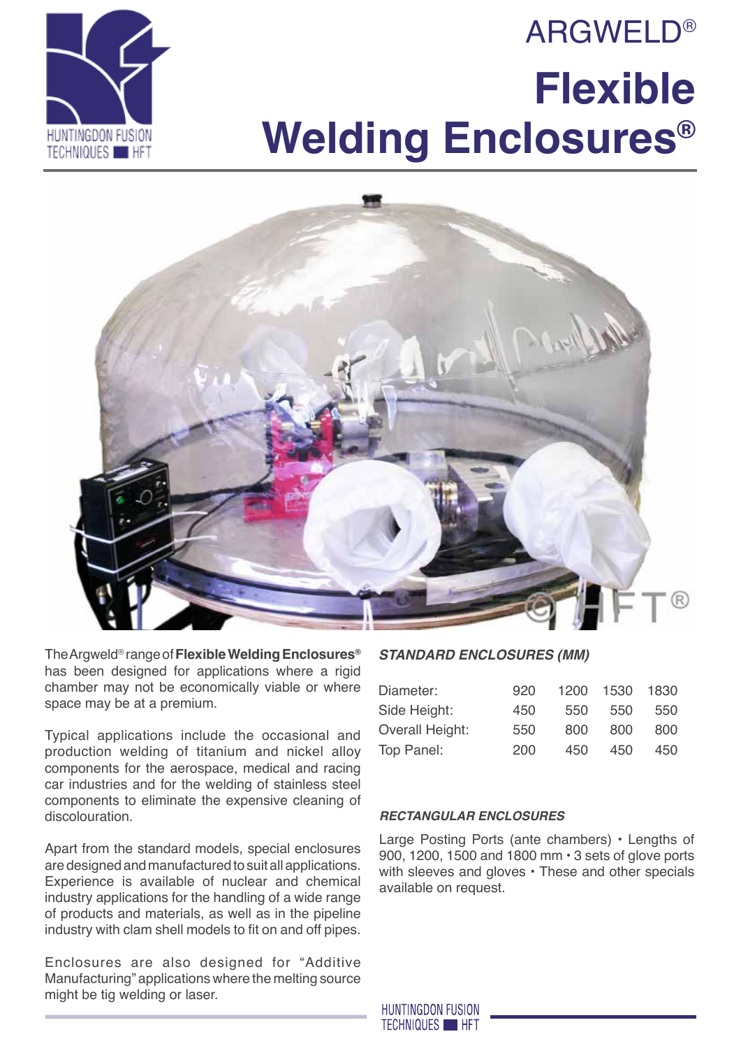# ARGWELD®

# Flexible Welding Enclosures®

The Argweld® range of **Flexible Welding Enclosures®** has been designed for applications where a rigid chamber may not be economically viable or where space may be at a premium.

Typical applications include the occasional and production welding of titanium and nickel alloy components for the aerospace, medical and racing car industries and for the welding of stainless steel components to eliminate the expensive cleaning of discolouration.

Apart from the standard models, special enclosures are designed and manufactured to suit all applications. Experience is available of nuclear and chemical industry applications for the handling of a wide range of products and materials, as well as in the pipeline industry with clam shell models to fit on and off pipes.

Enclosures are also designed for "Additive Manufacturing" applications where the melting source might be tig welding or laser.

### *STANDARD ENCLOSURES (MM)*

| | | | | |
|---|---|---|---|---|
| Diameter: | 920 | 1200 | 1530 | 1830 |
| Side Height: | 450 | 550 | 550 | 550 |
| Overall Height: | 550 | 800 | 800 | 800 |
| Top Panel: | 200 | 450 | 450 | 450 |

### *RECTANGULAR ENCLOSURES*

Large Posting Ports (ante chambers) • Lengths of 900, 1200, 1500 and 1800 mm • 3 sets of glove ports with sleeves and gloves • These and other specials available on request.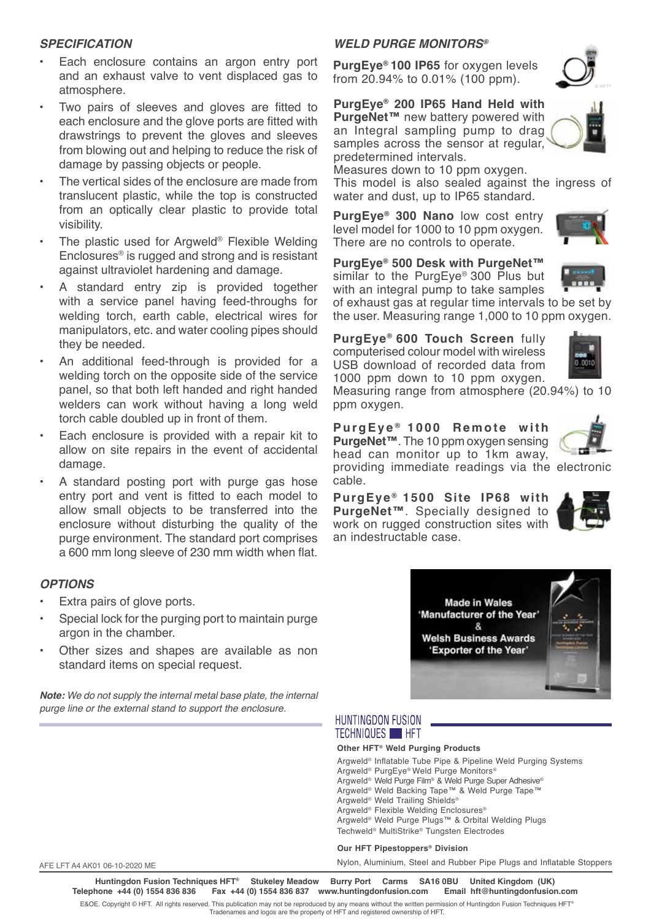## *SPECIFICATION*

- Each enclosure contains an argon entry port and an exhaust valve to vent displaced gas to atmosphere.
- Two pairs of sleeves and gloves are fitted to each enclosure and the glove ports are fitted with drawstrings to prevent the gloves and sleeves from blowing out and helping to reduce the risk of damage by passing objects or people.
- The vertical sides of the enclosure are made from translucent plastic, while the top is constructed from an optically clear plastic to provide total visibility.
- The plastic used for Argweld® Flexible Welding Enclosures® is rugged and strong and is resistant against ultraviolet hardening and damage.
- A standard entry zip is provided together with a service panel having feed-throughs for welding torch, earth cable, electrical wires for manipulators, etc. and water cooling pipes should they be needed.
- An additional feed-through is provided for a welding torch on the opposite side of the service panel, so that both left handed and right handed welders can work without having a long weld torch cable doubled up in front of them.
- Each enclosure is provided with a repair kit to allow on site repairs in the event of accidental damage.
- A standard posting port with purge gas hose entry port and vent is fitted to each model to allow small objects to be transferred into the enclosure without disturbing the quality of the purge environment. The standard port comprises a 600 mm long sleeve of 230 mm width when flat.

## *OPTIONS*

- Extra pairs of glove ports.
- Special lock for the purging port to maintain purge argon in the chamber.
- Other sizes and shapes are available as non standard items on special request.

***Note:*** *We do not supply the internal metal base plate, the internal purge line or the external stand to support the enclosure.*

## *WELD PURGE MONITORS®*

**PurgEye® 100 IP65** for oxygen levels from 20.94% to 0.01% (100 ppm).

**PurgEye® 200 IP65 Hand Held with PurgeNet™** new battery powered with an Integral sampling pump to drag samples across the sensor at regular, predetermined intervals.
Measures down to 10 ppm oxygen.
This model is also sealed against the ingress of water and dust, up to IP65 standard.

**PurgEye® 300 Nano** low cost entry level model for 1000 to 10 ppm oxygen. There are no controls to operate.

**PurgEye® 500 Desk with PurgeNet™** similar to the PurgEye® 300 Plus but with an integral pump to take samples of exhaust gas at regular time intervals to be set by the user. Measuring range 1,000 to 10 ppm oxygen.

**PurgEye® 600 Touch Screen** fully computerised colour model with wireless USB download of recorded data from 1000 ppm down to 10 ppm oxygen. Measuring range from atmosphere (20.94%) to 10 ppm oxygen.

**PurgEye® 1000 Remote with PurgeNet™**. The 10 ppm oxygen sensing head can monitor up to 1km away, providing immediate readings via the electronic cable.

**PurgEye® 1500 Site IP68 with PurgeNet™**. Specially designed to work on rugged construction sites with an indestructable case.

Made in Wales
'Manufacturer of the Year'
&
Welsh Business Awards
'Exporter of the Year'

HUNTINGDON FUSION TECHNIQUES HFT

**Other HFT® Weld Purging Products**

Argweld® Inflatable Tube Pipe & Pipeline Weld Purging Systems
Argweld® PurgEye® Weld Purge Monitors®
Argweld® Weld Purge Film® & Weld Purge Super Adhesive®
Argweld® Weld Backing Tape™ & Weld Purge Tape™
Argweld® Weld Trailing Shields®
Argweld® Flexible Welding Enclosures®
Argweld® Weld Purge Plugs™ & Orbital Welding Plugs
Techweld® MultiStrike® Tungsten Electrodes

**Our HFT Pipestoppers® Division**

Nylon, Aluminium, Steel and Rubber Pipe Plugs and Inflatable Stoppers

AFE LFT A4 AK01 06-10-2020 ME

**Huntingdon Fusion Techniques HFT® Stukeley Meadow Burry Port Carms SA16 0BU United Kingdom (UK)**
**Telephone +44 (0) 1554 836 836 Fax +44 (0) 1554 836 837 www.huntingdonfusion.com Email hft@huntingdonfusion.com**

E&OE. Copyright © HFT. All rights reserved. This publication may not be reproduced by any means without the written permission of Huntingdon Fusion Techniques HFT®
Tradenames and logos are the property of HFT and registered ownership of HFT.